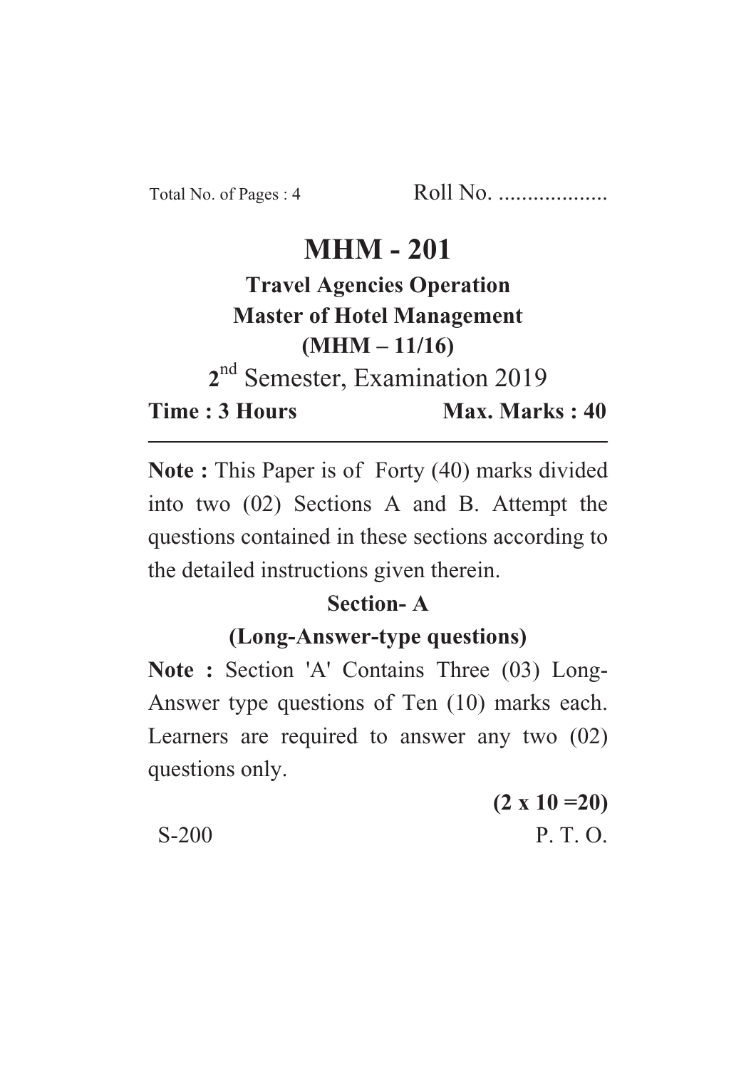Total No. of Pages : 4 Roll No. ...................

# MHM - 201

## Travel Agencies Operation

## Master of Hotel Management

## (MHM – 11/16)

2nd Semester, Examination 2019

**Time : 3 Hours** **Max. Marks : 40**

---

**Note :** This Paper is of Forty (40) marks divided into two (02) Sections A and B. Attempt the questions contained in these sections according to the detailed instructions given therein.

### Section- A

### (Long-Answer-type questions)

**Note :** Section 'A' Contains Three (03) Long-Answer type questions of Ten (10) marks each. Learners are required to answer any two (02) questions only.

**(2 x 10 =20)**

S-200 P. T. O.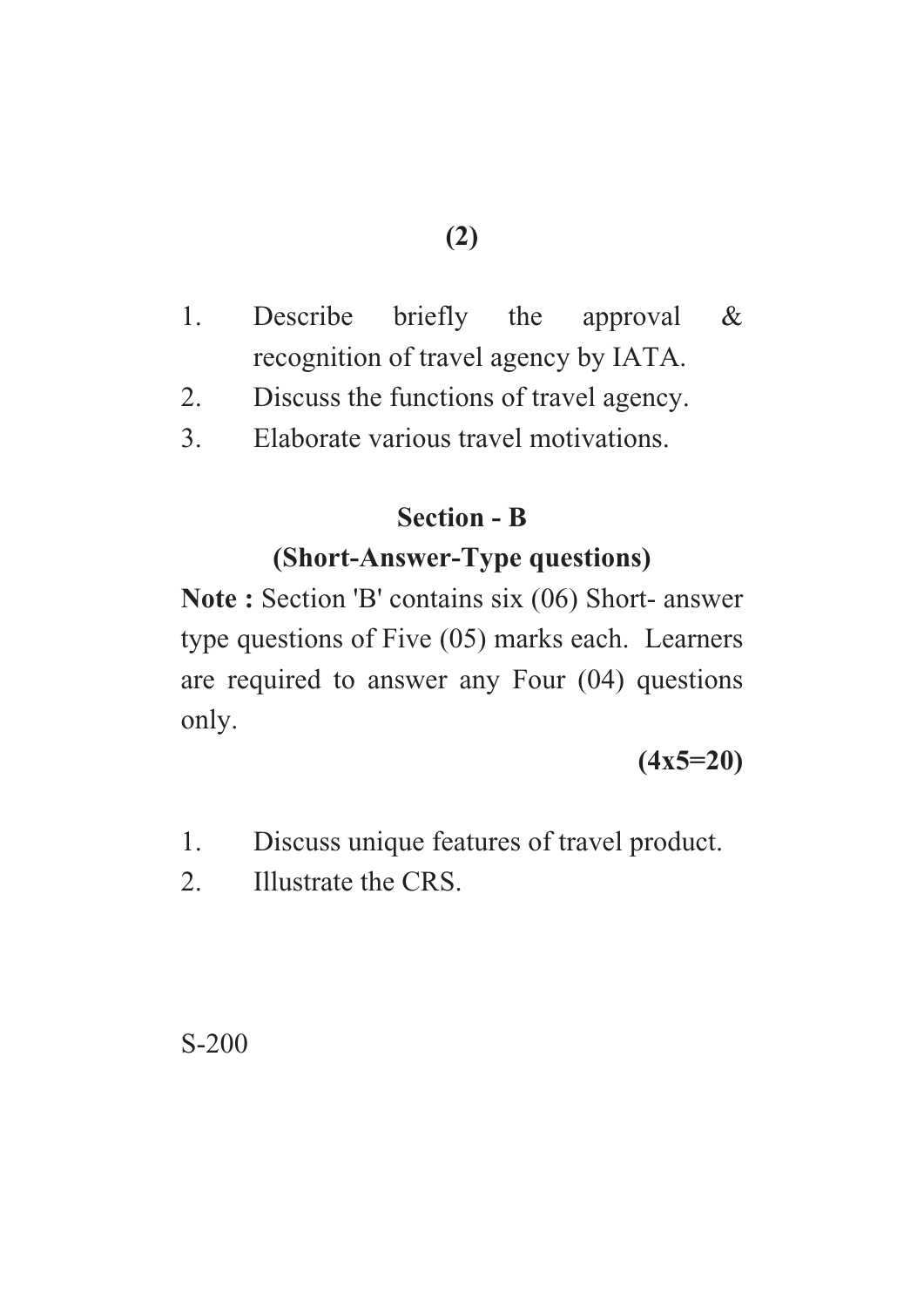1. Describe briefly the approval & recognition of travel agency by IATA.
2. Discuss the functions of travel agency.
3. Elaborate various travel motivations.

## Section - B

### (Short-Answer-Type questions)

**Note :** Section 'B' contains six (06) Short- answer type questions of Five (05) marks each. Learners are required to answer any Four (04) questions only.

**(4x5=20)**

1. Discuss unique features of travel product.
2. Illustrate the CRS.

S-200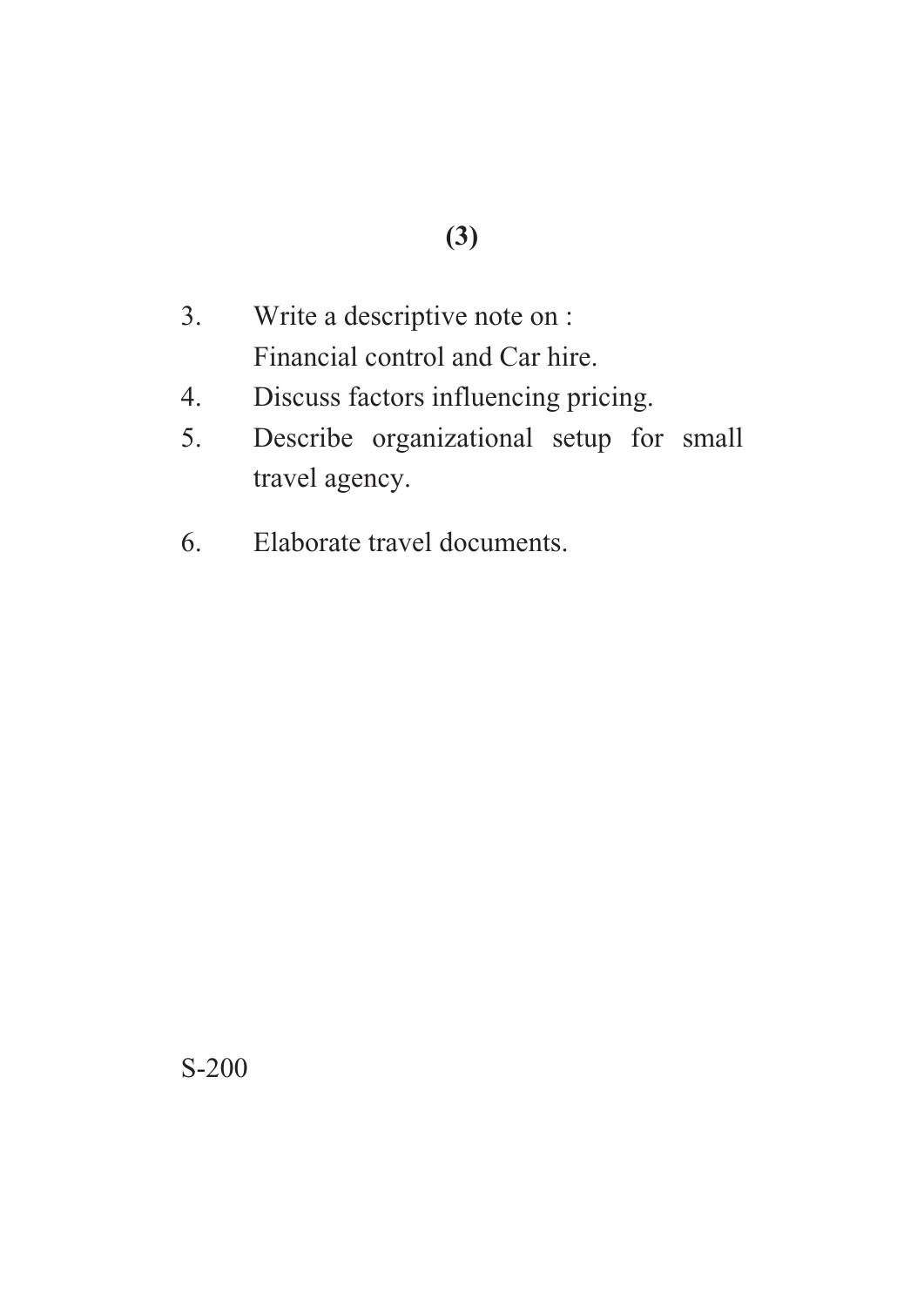3. Write a descriptive note on :
   Financial control and Car hire.
4. Discuss factors influencing pricing.
5. Describe organizational setup for small travel agency.
6. Elaborate travel documents.

S-200